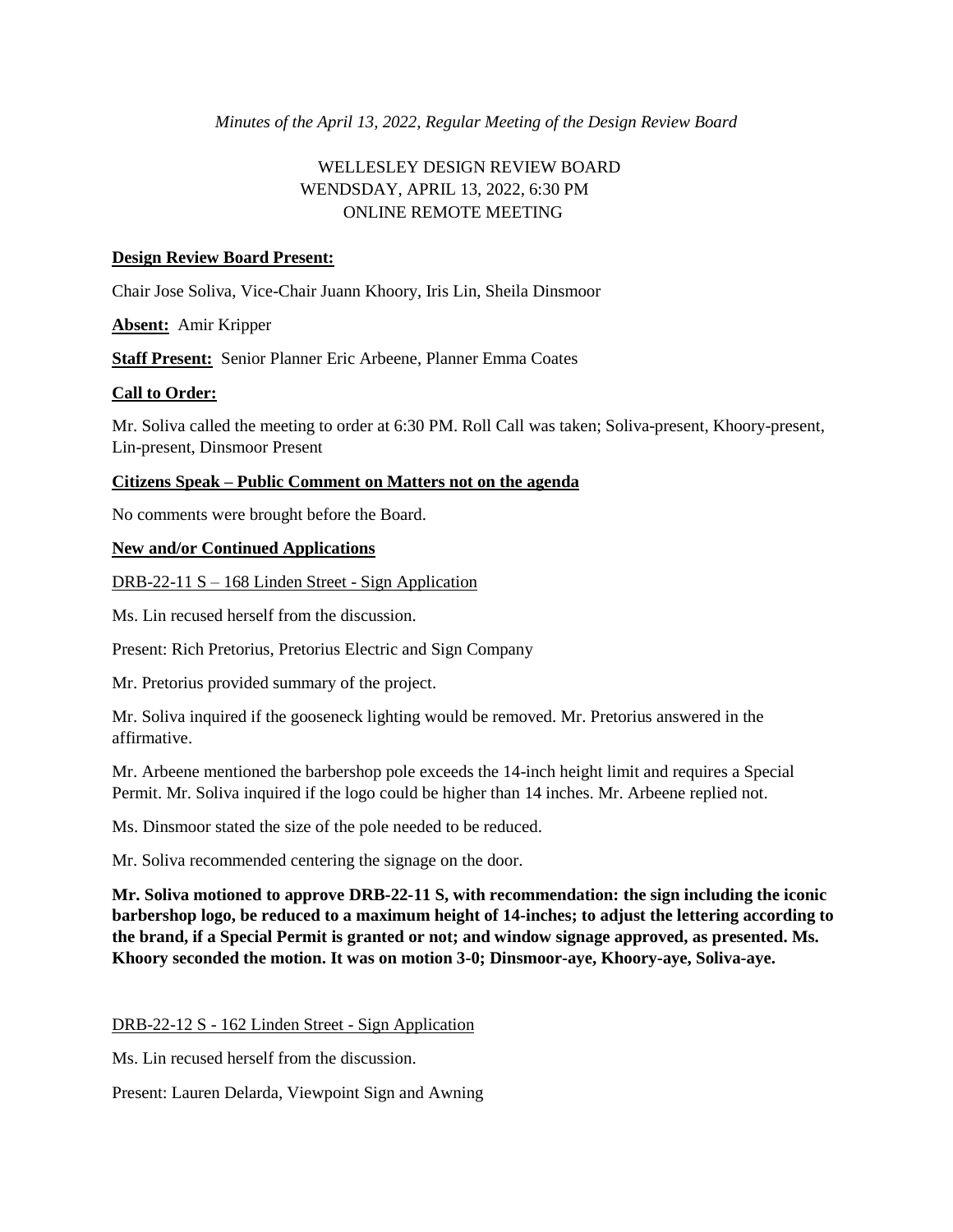*Minutes of the April 13, 2022, Regular Meeting of the Design Review Board*

WELLESLEY DESIGN REVIEW BOARD
WENDSDAY, APRIL 13, 2022, 6:30 PM
ONLINE REMOTE MEETING

**Design Review Board Present:**

Chair Jose Soliva, Vice-Chair Juann Khoory, Iris Lin, Sheila Dinsmoor

**Absent:** Amir Kripper

**Staff Present:** Senior Planner Eric Arbeene, Planner Emma Coates

**Call to Order:**

Mr. Soliva called the meeting to order at 6:30 PM. Roll Call was taken; Soliva-present, Khoory-present, Lin-present, Dinsmoor Present

**Citizens Speak – Public Comment on Matters not on the agenda**

No comments were brought before the Board.

**New and/or Continued Applications**

DRB-22-11 S – 168 Linden Street - Sign Application

Ms. Lin recused herself from the discussion.

Present: Rich Pretorius, Pretorius Electric and Sign Company

Mr. Pretorius provided summary of the project.

Mr. Soliva inquired if the gooseneck lighting would be removed. Mr. Pretorius answered in the affirmative.

Mr. Arbeene mentioned the barbershop pole exceeds the 14-inch height limit and requires a Special Permit. Mr. Soliva inquired if the logo could be higher than 14 inches. Mr. Arbeene replied not.

Ms. Dinsmoor stated the size of the pole needed to be reduced.

Mr. Soliva recommended centering the signage on the door.

**Mr. Soliva motioned to approve DRB-22-11 S, with recommendation: the sign including the iconic barbershop logo, be reduced to a maximum height of 14-inches; to adjust the lettering according to the brand, if a Special Permit is granted or not; and window signage approved, as presented. Ms. Khoory seconded the motion. It was on motion 3-0; Dinsmoor-aye, Khoory-aye, Soliva-aye.**

DRB-22-12 S - 162 Linden Street - Sign Application

Ms. Lin recused herself from the discussion.

Present: Lauren Delarda, Viewpoint Sign and Awning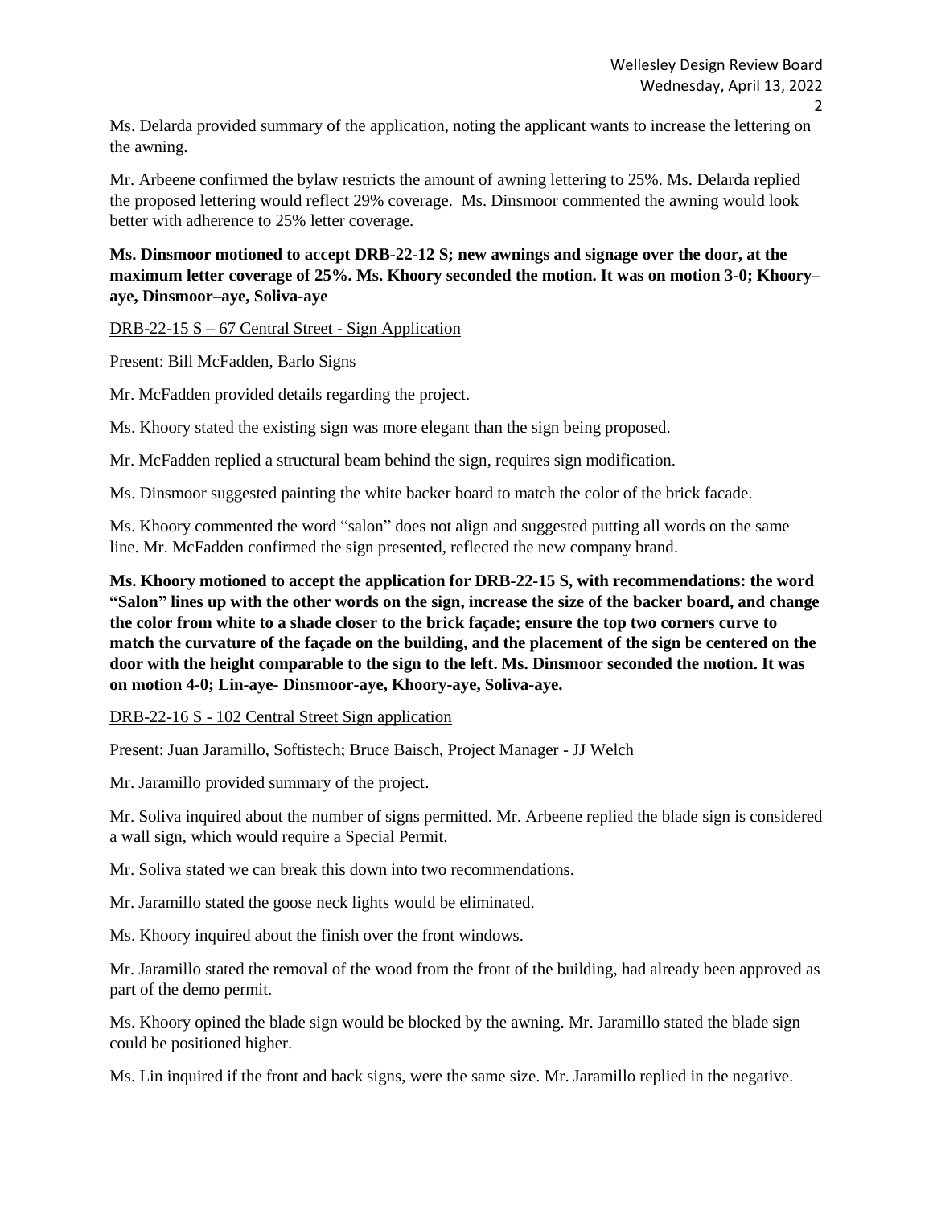Ms. Delarda provided summary of the application, noting the applicant wants to increase the lettering on the awning.

Mr. Arbeene confirmed the bylaw restricts the amount of awning lettering to 25%. Ms. Delarda replied the proposed lettering would reflect 29% coverage. Ms. Dinsmoor commented the awning would look better with adherence to 25% letter coverage.

**Ms. Dinsmoor motioned to accept DRB-22-12 S; new awnings and signage over the door, at the maximum letter coverage of 25%. Ms. Khoory seconded the motion. It was on motion 3-0; Khoory–aye, Dinsmoor–aye, Soliva-aye**

<u>DRB-22-15 S – 67 Central Street - Sign Application</u>

Present: Bill McFadden, Barlo Signs

Mr. McFadden provided details regarding the project.

Ms. Khoory stated the existing sign was more elegant than the sign being proposed.

Mr. McFadden replied a structural beam behind the sign, requires sign modification.

Ms. Dinsmoor suggested painting the white backer board to match the color of the brick facade.

Ms. Khoory commented the word "salon" does not align and suggested putting all words on the same line. Mr. McFadden confirmed the sign presented, reflected the new company brand.

**Ms. Khoory motioned to accept the application for DRB-22-15 S, with recommendations: the word "Salon" lines up with the other words on the sign, increase the size of the backer board, and change the color from white to a shade closer to the brick façade; ensure the top two corners curve to match the curvature of the façade on the building, and the placement of the sign be centered on the door with the height comparable to the sign to the left. Ms. Dinsmoor seconded the motion. It was on motion 4-0; Lin-aye- Dinsmoor-aye, Khoory-aye, Soliva-aye.**

<u>DRB-22-16 S - 102 Central Street Sign application</u>

Present: Juan Jaramillo, Softistech; Bruce Baisch, Project Manager - JJ Welch

Mr. Jaramillo provided summary of the project.

Mr. Soliva inquired about the number of signs permitted. Mr. Arbeene replied the blade sign is considered a wall sign, which would require a Special Permit.

Mr. Soliva stated we can break this down into two recommendations.

Mr. Jaramillo stated the goose neck lights would be eliminated.

Ms. Khoory inquired about the finish over the front windows.

Mr. Jaramillo stated the removal of the wood from the front of the building, had already been approved as part of the demo permit.

Ms. Khoory opined the blade sign would be blocked by the awning. Mr. Jaramillo stated the blade sign could be positioned higher.

Ms. Lin inquired if the front and back signs, were the same size. Mr. Jaramillo replied in the negative.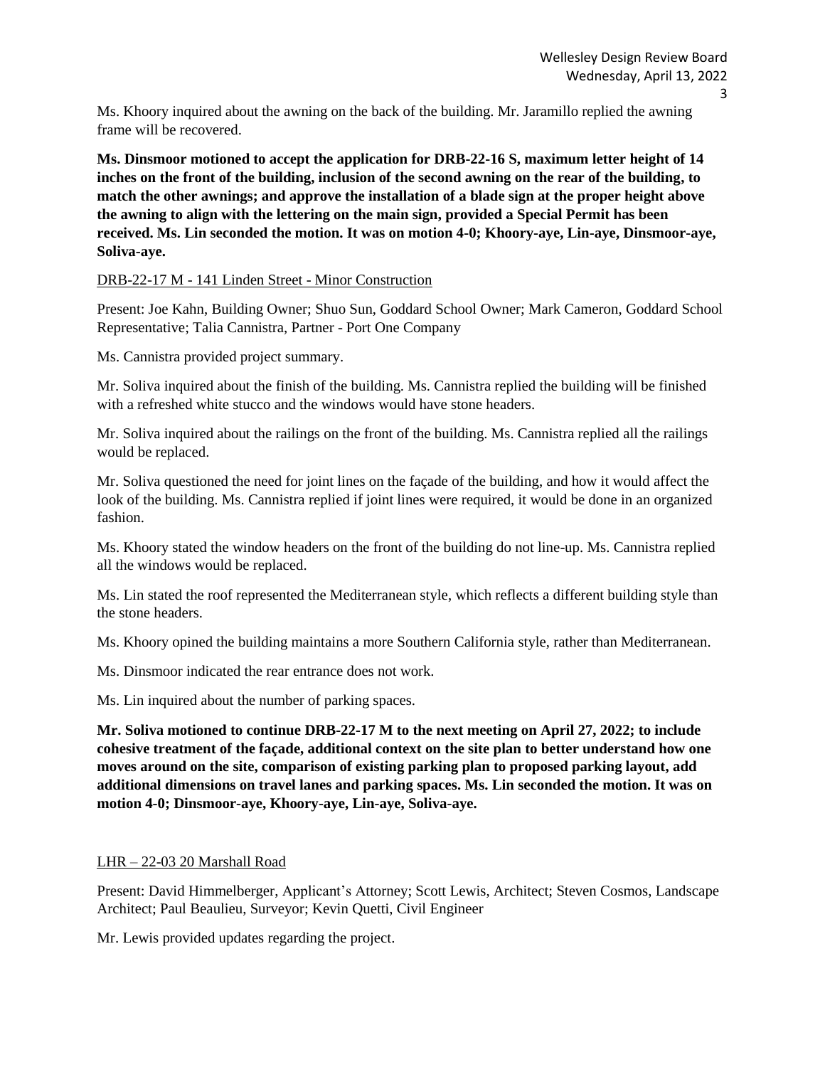Ms. Khoory inquired about the awning on the back of the building. Mr. Jaramillo replied the awning frame will be recovered.

**Ms. Dinsmoor motioned to accept the application for DRB-22-16 S, maximum letter height of 14 inches on the front of the building, inclusion of the second awning on the rear of the building, to match the other awnings; and approve the installation of a blade sign at the proper height above the awning to align with the lettering on the main sign, provided a Special Permit has been received. Ms. Lin seconded the motion. It was on motion 4-0; Khoory-aye, Lin-aye, Dinsmoor-aye, Soliva-aye.**

<u>DRB-22-17 M - 141 Linden Street - Minor Construction</u>

Present: Joe Kahn, Building Owner; Shuo Sun, Goddard School Owner; Mark Cameron, Goddard School Representative; Talia Cannistra, Partner - Port One Company

Ms. Cannistra provided project summary.

Mr. Soliva inquired about the finish of the building. Ms. Cannistra replied the building will be finished with a refreshed white stucco and the windows would have stone headers.

Mr. Soliva inquired about the railings on the front of the building. Ms. Cannistra replied all the railings would be replaced.

Mr. Soliva questioned the need for joint lines on the façade of the building, and how it would affect the look of the building. Ms. Cannistra replied if joint lines were required, it would be done in an organized fashion.

Ms. Khoory stated the window headers on the front of the building do not line-up. Ms. Cannistra replied all the windows would be replaced.

Ms. Lin stated the roof represented the Mediterranean style, which reflects a different building style than the stone headers.

Ms. Khoory opined the building maintains a more Southern California style, rather than Mediterranean.

Ms. Dinsmoor indicated the rear entrance does not work.

Ms. Lin inquired about the number of parking spaces.

**Mr. Soliva motioned to continue DRB-22-17 M to the next meeting on April 27, 2022; to include cohesive treatment of the façade, additional context on the site plan to better understand how one moves around on the site, comparison of existing parking plan to proposed parking layout, add additional dimensions on travel lanes and parking spaces. Ms. Lin seconded the motion. It was on motion 4-0; Dinsmoor-aye, Khoory-aye, Lin-aye, Soliva-aye.**

<u>LHR – 22-03 20 Marshall Road</u>

Present: David Himmelberger, Applicant's Attorney; Scott Lewis, Architect; Steven Cosmos, Landscape Architect; Paul Beaulieu, Surveyor; Kevin Quetti, Civil Engineer

Mr. Lewis provided updates regarding the project.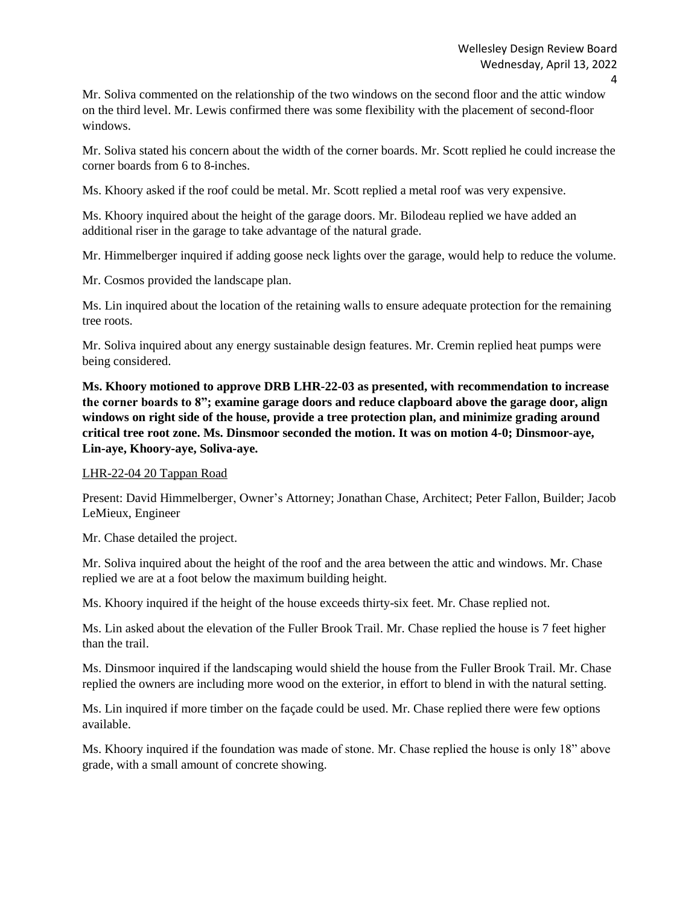Mr. Soliva commented on the relationship of the two windows on the second floor and the attic window on the third level. Mr. Lewis confirmed there was some flexibility with the placement of second-floor windows.

Mr. Soliva stated his concern about the width of the corner boards. Mr. Scott replied he could increase the corner boards from 6 to 8-inches.

Ms. Khoory asked if the roof could be metal. Mr. Scott replied a metal roof was very expensive.

Ms. Khoory inquired about the height of the garage doors. Mr. Bilodeau replied we have added an additional riser in the garage to take advantage of the natural grade.

Mr. Himmelberger inquired if adding goose neck lights over the garage, would help to reduce the volume.

Mr. Cosmos provided the landscape plan.

Ms. Lin inquired about the location of the retaining walls to ensure adequate protection for the remaining tree roots.

Mr. Soliva inquired about any energy sustainable design features. Mr. Cremin replied heat pumps were being considered.

**Ms. Khoory motioned to approve DRB LHR-22-03 as presented, with recommendation to increase the corner boards to 8"; examine garage doors and reduce clapboard above the garage door, align windows on right side of the house, provide a tree protection plan, and minimize grading around critical tree root zone. Ms. Dinsmoor seconded the motion. It was on motion 4-0; Dinsmoor-aye, Lin-aye, Khoory-aye, Soliva-aye.**

<u>LHR-22-04 20 Tappan Road</u>

Present: David Himmelberger, Owner's Attorney; Jonathan Chase, Architect; Peter Fallon, Builder; Jacob LeMieux, Engineer

Mr. Chase detailed the project.

Mr. Soliva inquired about the height of the roof and the area between the attic and windows. Mr. Chase replied we are at a foot below the maximum building height.

Ms. Khoory inquired if the height of the house exceeds thirty-six feet. Mr. Chase replied not.

Ms. Lin asked about the elevation of the Fuller Brook Trail. Mr. Chase replied the house is 7 feet higher than the trail.

Ms. Dinsmoor inquired if the landscaping would shield the house from the Fuller Brook Trail. Mr. Chase replied the owners are including more wood on the exterior, in effort to blend in with the natural setting.

Ms. Lin inquired if more timber on the façade could be used. Mr. Chase replied there were few options available.

Ms. Khoory inquired if the foundation was made of stone. Mr. Chase replied the house is only 18" above grade, with a small amount of concrete showing.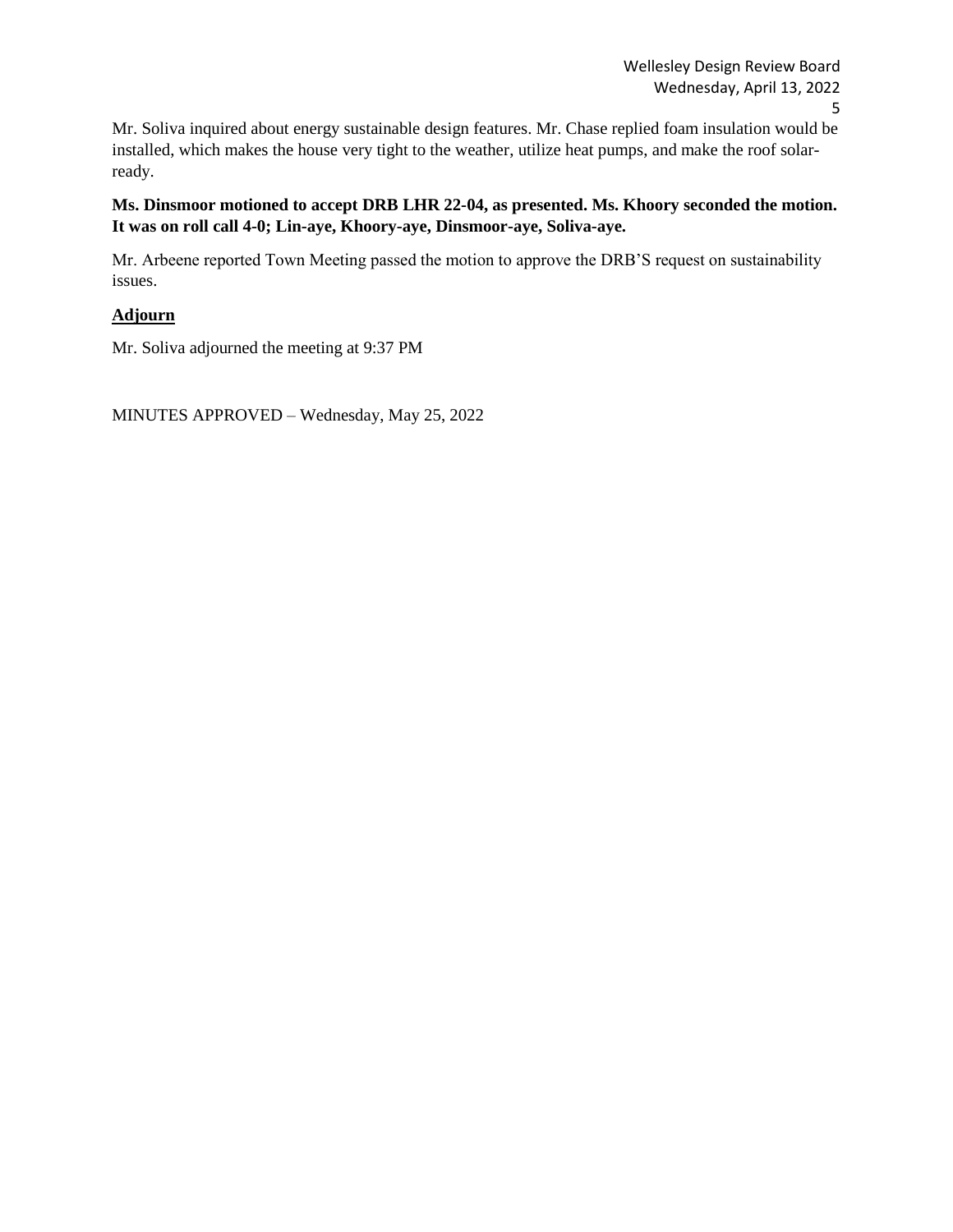Mr. Soliva inquired about energy sustainable design features. Mr. Chase replied foam insulation would be installed, which makes the house very tight to the weather, utilize heat pumps, and make the roof solar-ready.

**Ms. Dinsmoor motioned to accept DRB LHR 22-04, as presented. Ms. Khoory seconded the motion. It was on roll call 4-0; Lin-aye, Khoory-aye, Dinsmoor-aye, Soliva-aye.**

Mr. Arbeene reported Town Meeting passed the motion to approve the DRB'S request on sustainability issues.

## Adjourn

Mr. Soliva adjourned the meeting at 9:37 PM

MINUTES APPROVED – Wednesday, May 25, 2022